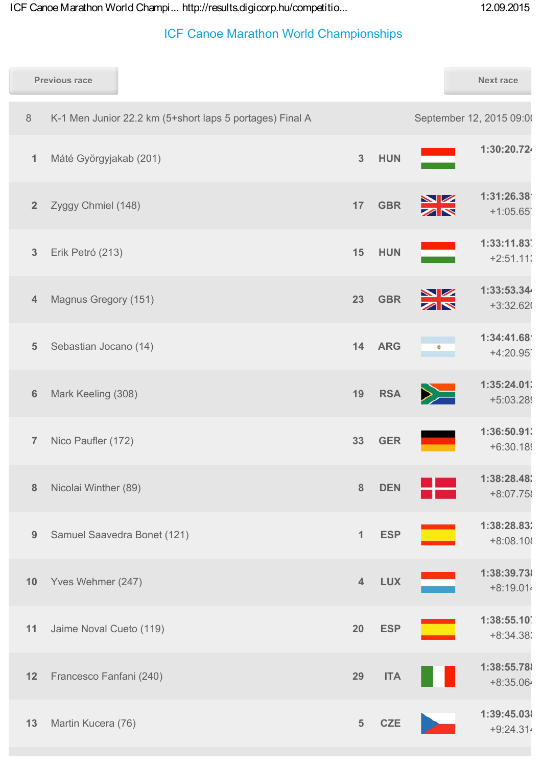# ICF Canoe Marathon World Championships

Previous race | Next race

| 8 | K-1 Men Junior 22.2 km (5+short laps 5 portages) Final A | | | September 12, 2015 09:00 |
|---|---|---|---|---|
| 1 | Máté Györgyjakab (201) | 3 | HUN | 1:30:20.724 |
| 2 | Zyggy Chmiel (148) | 17 | GBR | 1:31:26.381 +1:05.657 |
| 3 | Erik Petró (213) | 15 | HUN | 1:33:11.837 +2:51.113 |
| 4 | Magnus Gregory (151) | 23 | GBR | 1:33:53.344 +3:32.620 |
| 5 | Sebastian Jocano (14) | 14 | ARG | 1:34:41.681 +4:20.957 |
| 6 | Mark Keeling (308) | 19 | RSA | 1:35:24.013 +5:03.289 |
| 7 | Nico Paufler (172) | 33 | GER | 1:36:50.913 +6:30.189 |
| 8 | Nicolai Winther (89) | 8 | DEN | 1:38:28.482 +8:07.758 |
| 9 | Samuel Saavedra Bonet (121) | 1 | ESP | 1:38:28.832 +8:08.108 |
| 10 | Yves Wehmer (247) | 4 | LUX | 1:38:39.738 +8:19.014 |
| 11 | Jaime Noval Cueto (119) | 20 | ESP | 1:38:55.107 +8:34.383 |
| 12 | Francesco Fanfani (240) | 29 | ITA | 1:38:55.788 +8:35.064 |
| 13 | Martin Kucera (76) | 5 | CZE | 1:39:45.038 +9:24.314 |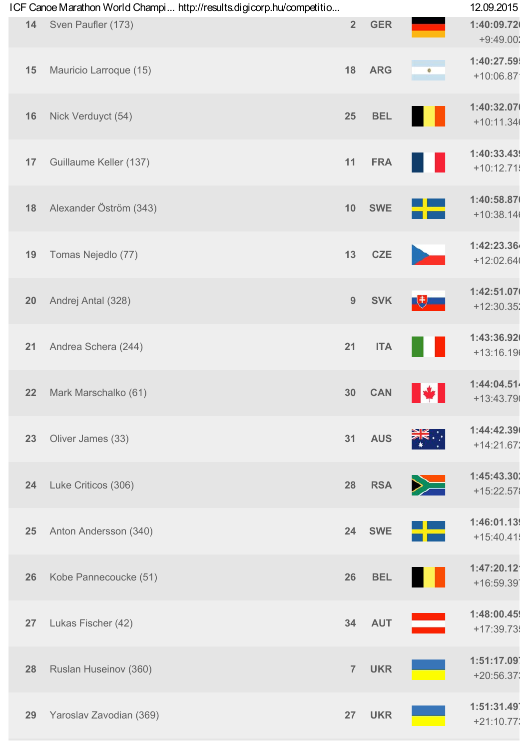| | | | | |
|---|---|---|---|---|
| 14 | Sven Paufler (173) | 2 | GER | 1:40:09.72<br>+9:49.00 |
| 15 | Mauricio Larroque (15) | 18 | ARG | 1:40:27.59<br>+10:06.87 |
| 16 | Nick Verduyct (54) | 25 | BEL | 1:40:32.07<br>+10:11.34 |
| 17 | Guillaume Keller (137) | 11 | FRA | 1:40:33.43<br>+10:12.71 |
| 18 | Alexander Öström (343) | 10 | SWE | 1:40:58.87<br>+10:38.14 |
| 19 | Tomas Nejedlo (77) | 13 | CZE | 1:42:23.36<br>+12:02.64 |
| 20 | Andrej Antal (328) | 9 | SVK | 1:42:51.07<br>+12:30.35 |
| 21 | Andrea Schera (244) | 21 | ITA | 1:43:36.92<br>+13:16.19 |
| 22 | Mark Marschalko (61) | 30 | CAN | 1:44:04.51<br>+13:43.79 |
| 23 | Oliver James (33) | 31 | AUS | 1:44:42.39<br>+14:21.67 |
| 24 | Luke Criticos (306) | 28 | RSA | 1:45:43.30<br>+15:22.57 |
| 25 | Anton Andersson (340) | 24 | SWE | 1:46:01.13<br>+15:40.41 |
| 26 | Kobe Pannecoucke (51) | 26 | BEL | 1:47:20.12<br>+16:59.39 |
| 27 | Lukas Fischer (42) | 34 | AUT | 1:48:00.45<br>+17:39.73 |
| 28 | Ruslan Huseinov (360) | 7 | UKR | 1:51:17.09<br>+20:56.37 |
| 29 | Yaroslav Zavodian (369) | 27 | UKR | 1:51:31.49<br>+21:10.77 |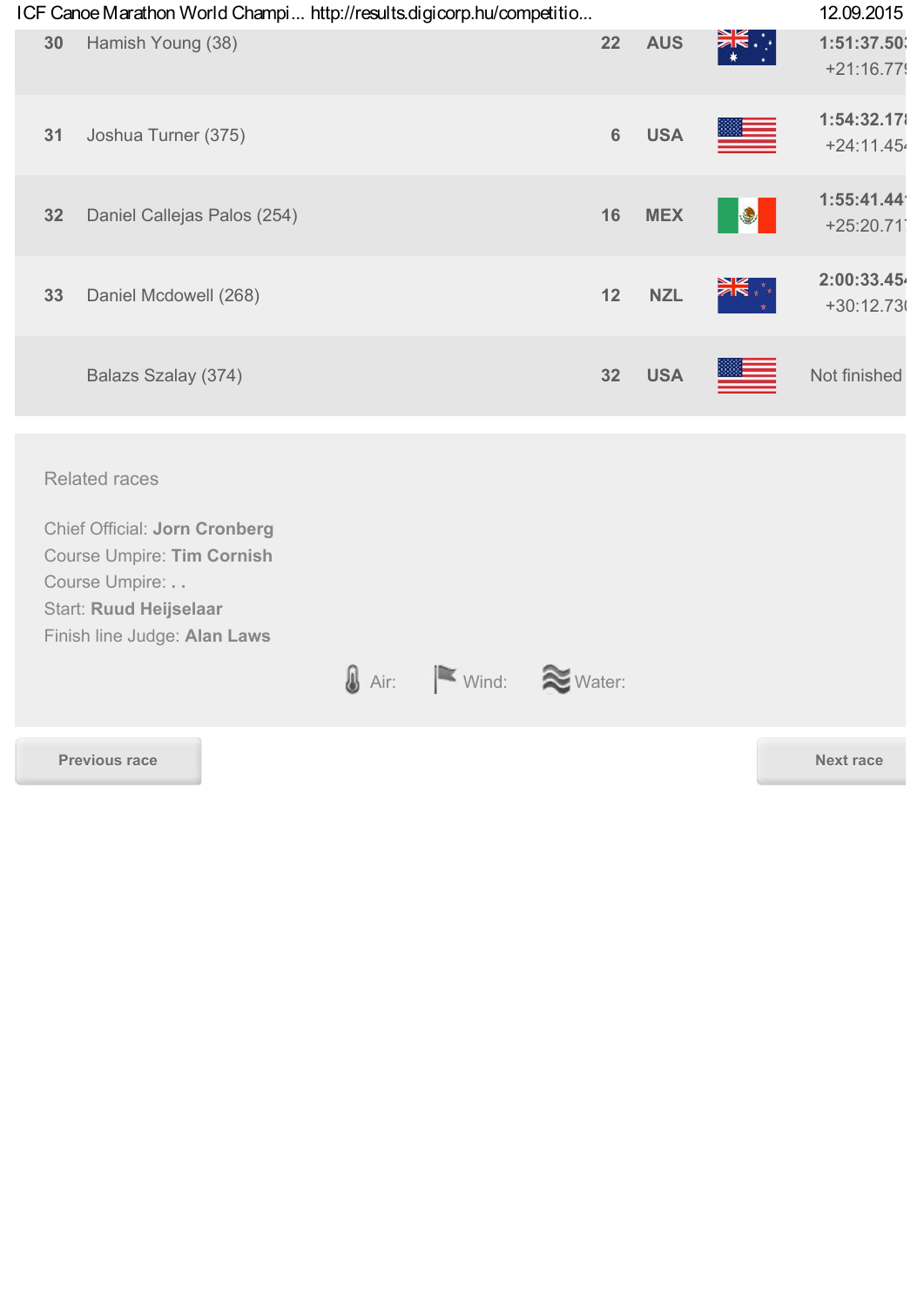| | | | | |
|---|---|---|---|---|
| 30 | Hamish Young (38) | 22 | AUS | 1:51:37.50 +21:16.77 |
| 31 | Joshua Turner (375) | 6 | USA | 1:54:32.17 +24:11.45 |
| 32 | Daniel Callejas Palos (254) | 16 | MEX | 1:55:41.44 +25:20.71 |
| 33 | Daniel Mcdowell (268) | 12 | NZL | 2:00:33.45 +30:12.73 |
| | Balazs Szalay (374) | 32 | USA | Not finished |

Related races

Chief Official: **Jorn Cronberg**
Course Umpire: **Tim Cornish**
Course Umpire: **. .**
Start: **Ruud Heijselaar**
Finish line Judge: **Alan Laws**

Air: Wind: Water:

Previous race

Next race